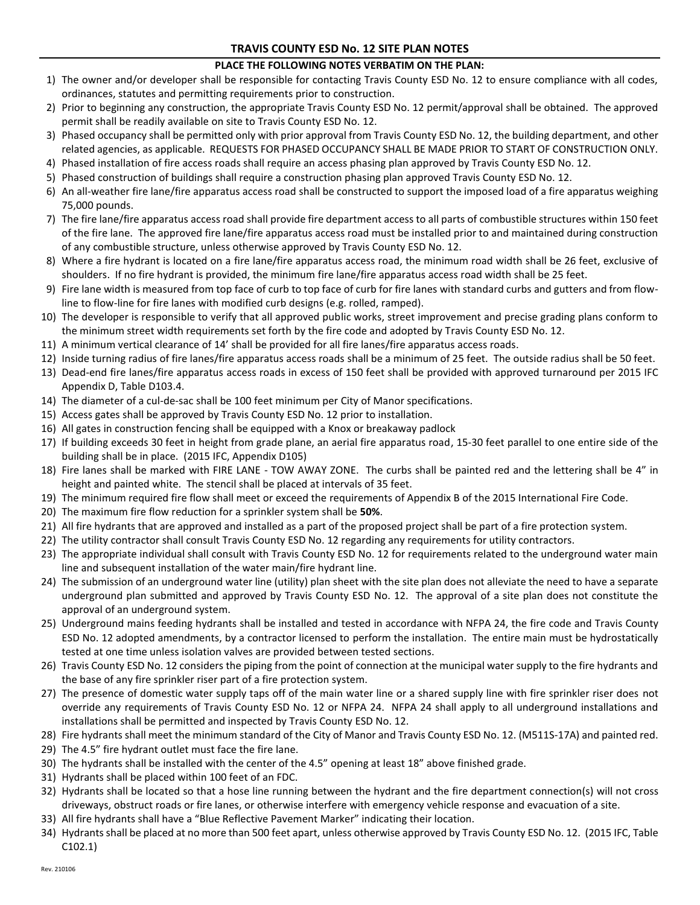# TRAVIS COUNTY ESD No. 12 SITE PLAN NOTES

## PLACE THE FOLLOWING NOTES VERBATIM ON THE PLAN:

1) The owner and/or developer shall be responsible for contacting Travis County ESD No. 12 to ensure compliance with all codes, ordinances, statutes and permitting requirements prior to construction.
2) Prior to beginning any construction, the appropriate Travis County ESD No. 12 permit/approval shall be obtained. The approved permit shall be readily available on site to Travis County ESD No. 12.
3) Phased occupancy shall be permitted only with prior approval from Travis County ESD No. 12, the building department, and other related agencies, as applicable. REQUESTS FOR PHASED OCCUPANCY SHALL BE MADE PRIOR TO START OF CONSTRUCTION ONLY.
4) Phased installation of fire access roads shall require an access phasing plan approved by Travis County ESD No. 12.
5) Phased construction of buildings shall require a construction phasing plan approved Travis County ESD No. 12.
6) An all-weather fire lane/fire apparatus access road shall be constructed to support the imposed load of a fire apparatus weighing 75,000 pounds.
7) The fire lane/fire apparatus access road shall provide fire department access to all parts of combustible structures within 150 feet of the fire lane. The approved fire lane/fire apparatus access road must be installed prior to and maintained during construction of any combustible structure, unless otherwise approved by Travis County ESD No. 12.
8) Where a fire hydrant is located on a fire lane/fire apparatus access road, the minimum road width shall be 26 feet, exclusive of shoulders. If no fire hydrant is provided, the minimum fire lane/fire apparatus access road width shall be 25 feet.
9) Fire lane width is measured from top face of curb to top face of curb for fire lanes with standard curbs and gutters and from flow-line to flow-line for fire lanes with modified curb designs (e.g. rolled, ramped).
10) The developer is responsible to verify that all approved public works, street improvement and precise grading plans conform to the minimum street width requirements set forth by the fire code and adopted by Travis County ESD No. 12.
11) A minimum vertical clearance of 14' shall be provided for all fire lanes/fire apparatus access roads.
12) Inside turning radius of fire lanes/fire apparatus access roads shall be a minimum of 25 feet. The outside radius shall be 50 feet.
13) Dead-end fire lanes/fire apparatus access roads in excess of 150 feet shall be provided with approved turnaround per 2015 IFC Appendix D, Table D103.4.
14) The diameter of a cul-de-sac shall be 100 feet minimum per City of Manor specifications.
15) Access gates shall be approved by Travis County ESD No. 12 prior to installation.
16) All gates in construction fencing shall be equipped with a Knox or breakaway padlock
17) If building exceeds 30 feet in height from grade plane, an aerial fire apparatus road, 15-30 feet parallel to one entire side of the building shall be in place. (2015 IFC, Appendix D105)
18) Fire lanes shall be marked with FIRE LANE - TOW AWAY ZONE. The curbs shall be painted red and the lettering shall be 4" in height and painted white. The stencil shall be placed at intervals of 35 feet.
19) The minimum required fire flow shall meet or exceed the requirements of Appendix B of the 2015 International Fire Code.
20) The maximum fire flow reduction for a sprinkler system shall be **50%**.
21) All fire hydrants that are approved and installed as a part of the proposed project shall be part of a fire protection system.
22) The utility contractor shall consult Travis County ESD No. 12 regarding any requirements for utility contractors.
23) The appropriate individual shall consult with Travis County ESD No. 12 for requirements related to the underground water main line and subsequent installation of the water main/fire hydrant line.
24) The submission of an underground water line (utility) plan sheet with the site plan does not alleviate the need to have a separate underground plan submitted and approved by Travis County ESD No. 12. The approval of a site plan does not constitute the approval of an underground system.
25) Underground mains feeding hydrants shall be installed and tested in accordance with NFPA 24, the fire code and Travis County ESD No. 12 adopted amendments, by a contractor licensed to perform the installation. The entire main must be hydrostatically tested at one time unless isolation valves are provided between tested sections.
26) Travis County ESD No. 12 considers the piping from the point of connection at the municipal water supply to the fire hydrants and the base of any fire sprinkler riser part of a fire protection system.
27) The presence of domestic water supply taps off of the main water line or a shared supply line with fire sprinkler riser does not override any requirements of Travis County ESD No. 12 or NFPA 24. NFPA 24 shall apply to all underground installations and installations shall be permitted and inspected by Travis County ESD No. 12.
28) Fire hydrants shall meet the minimum standard of the City of Manor and Travis County ESD No. 12. (M511S-17A) and painted red.
29) The 4.5" fire hydrant outlet must face the fire lane.
30) The hydrants shall be installed with the center of the 4.5" opening at least 18" above finished grade.
31) Hydrants shall be placed within 100 feet of an FDC.
32) Hydrants shall be located so that a hose line running between the hydrant and the fire department connection(s) will not cross driveways, obstruct roads or fire lanes, or otherwise interfere with emergency vehicle response and evacuation of a site.
33) All fire hydrants shall have a "Blue Reflective Pavement Marker" indicating their location.
34) Hydrants shall be placed at no more than 500 feet apart, unless otherwise approved by Travis County ESD No. 12. (2015 IFC, Table C102.1)

Rev. 210106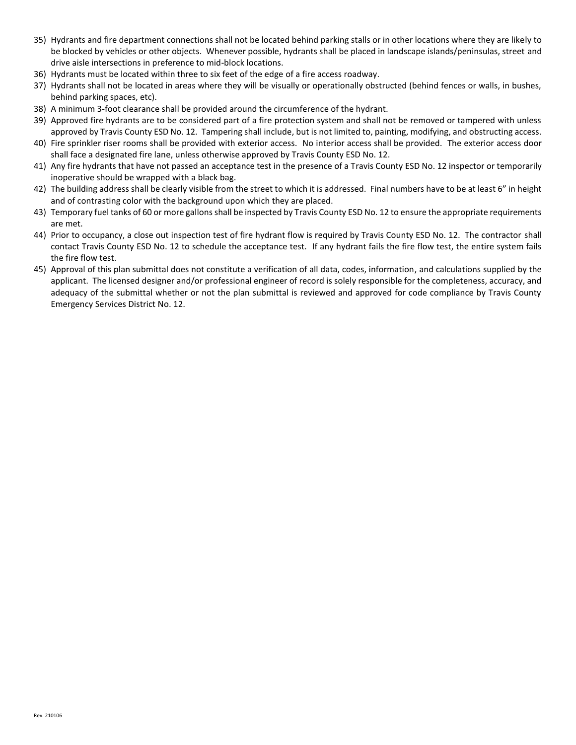35) Hydrants and fire department connections shall not be located behind parking stalls or in other locations where they are likely to be blocked by vehicles or other objects. Whenever possible, hydrants shall be placed in landscape islands/peninsulas, street and drive aisle intersections in preference to mid-block locations.
36) Hydrants must be located within three to six feet of the edge of a fire access roadway.
37) Hydrants shall not be located in areas where they will be visually or operationally obstructed (behind fences or walls, in bushes, behind parking spaces, etc).
38) A minimum 3-foot clearance shall be provided around the circumference of the hydrant.
39) Approved fire hydrants are to be considered part of a fire protection system and shall not be removed or tampered with unless approved by Travis County ESD No. 12. Tampering shall include, but is not limited to, painting, modifying, and obstructing access.
40) Fire sprinkler riser rooms shall be provided with exterior access. No interior access shall be provided. The exterior access door shall face a designated fire lane, unless otherwise approved by Travis County ESD No. 12.
41) Any fire hydrants that have not passed an acceptance test in the presence of a Travis County ESD No. 12 inspector or temporarily inoperative should be wrapped with a black bag.
42) The building address shall be clearly visible from the street to which it is addressed. Final numbers have to be at least 6" in height and of contrasting color with the background upon which they are placed.
43) Temporary fuel tanks of 60 or more gallons shall be inspected by Travis County ESD No. 12 to ensure the appropriate requirements are met.
44) Prior to occupancy, a close out inspection test of fire hydrant flow is required by Travis County ESD No. 12. The contractor shall contact Travis County ESD No. 12 to schedule the acceptance test. If any hydrant fails the fire flow test, the entire system fails the fire flow test.
45) Approval of this plan submittal does not constitute a verification of all data, codes, information, and calculations supplied by the applicant. The licensed designer and/or professional engineer of record is solely responsible for the completeness, accuracy, and adequacy of the submittal whether or not the plan submittal is reviewed and approved for code compliance by Travis County Emergency Services District No. 12.

Rev. 210106